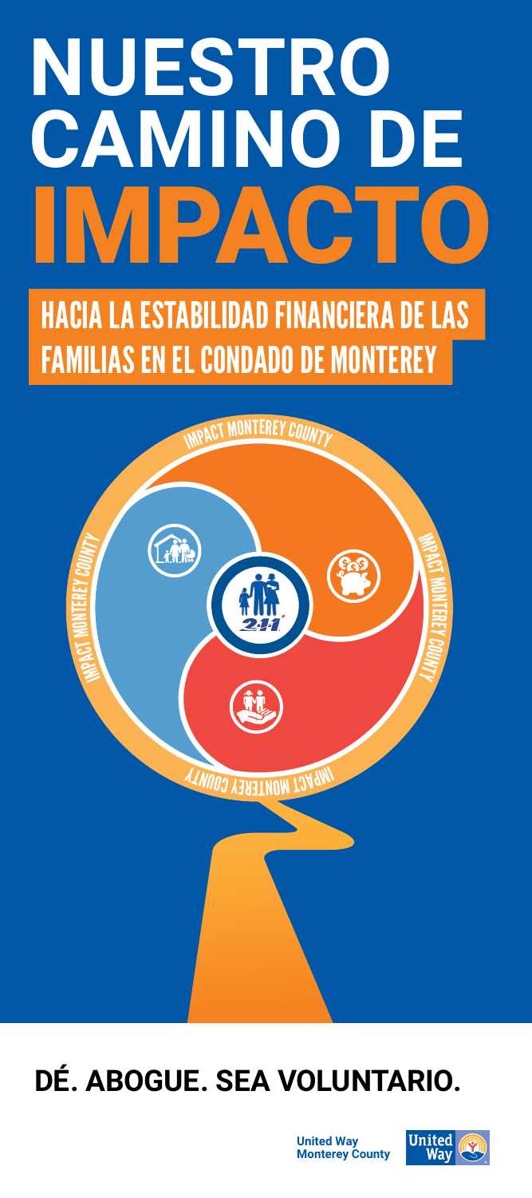# NUESTRO CAMINO DE IMPACTO

## HACIA LA ESTABILIDAD FINANCIERA DE LAS FAMILIAS EN EL CONDADO DE MONTEREY

IMPACT MONTEREY COUNTY

**DÉ. ABOGUE. SEA VOLUNTARIO.**

United Way Monterey County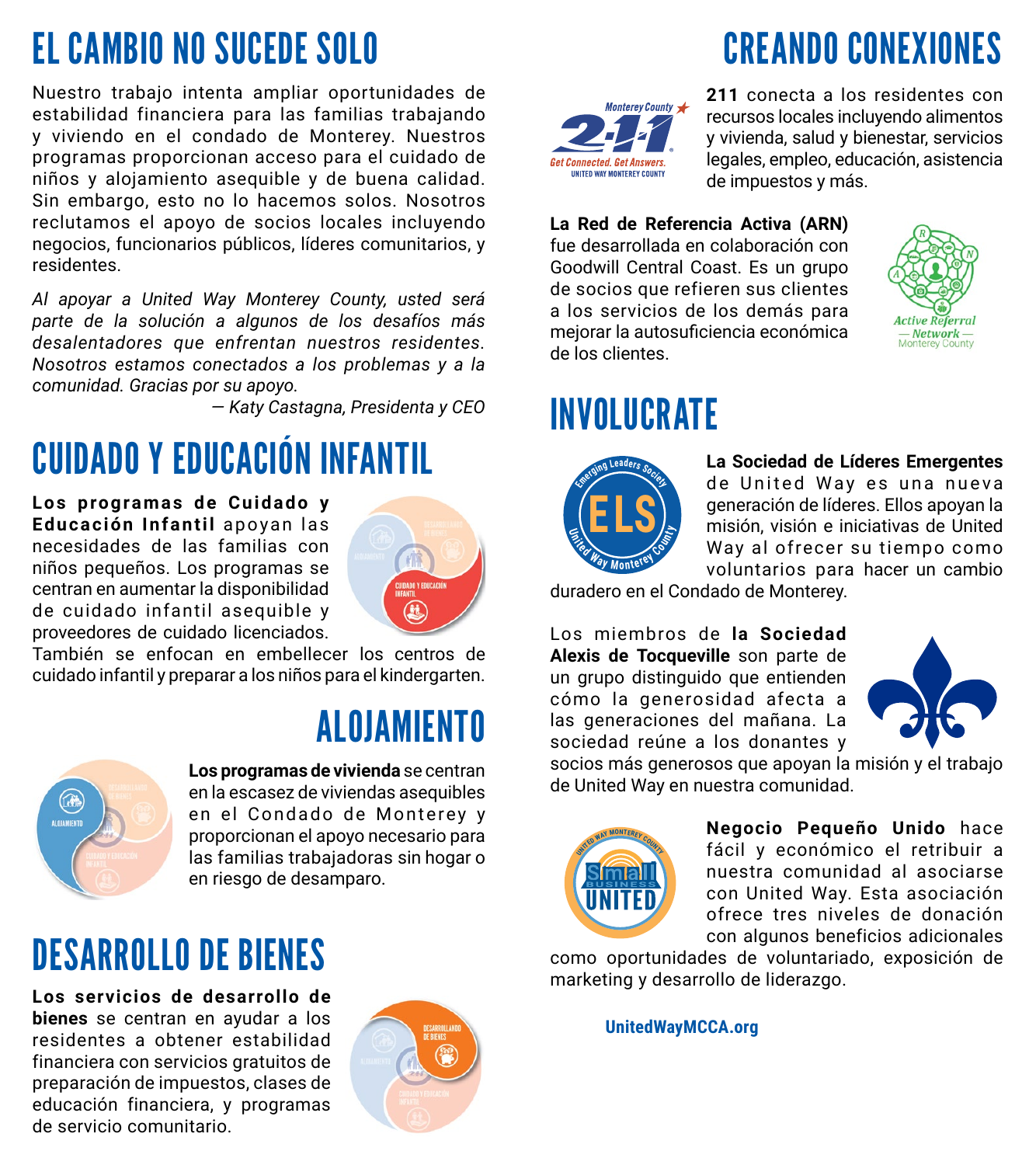# EL CAMBIO NO SUCEDE SOLO

Nuestro trabajo intenta ampliar oportunidades de estabilidad financiera para las familias trabajando y viviendo en el condado de Monterey. Nuestros programas proporcionan acceso para el cuidado de niños y alojamiento asequible y de buena calidad. Sin embargo, esto no lo hacemos solos. Nosotros reclutamos el apoyo de socios locales incluyendo negocios, funcionarios públicos, líderes comunitarios, y residentes.

*Al apoyar a United Way Monterey County, usted será parte de la solución a algunos de los desafíos más desalentadores que enfrentan nuestros residentes. Nosotros estamos conectados a los problemas y a la comunidad. Gracias por su apoyo.*

*— Katy Castagna, Presidenta y CEO*

# CUIDADO Y EDUCACIÓN INFANTIL

**Los programas de Cuidado y Educación Infantil** apoyan las necesidades de las familias con niños pequeños. Los programas se centran en aumentar la disponibilidad de cuidado infantil asequible y proveedores de cuidado licenciados. También se enfocan en embellecer los centros de cuidado infantil y preparar a los niños para el kindergarten.

# ALOJAMIENTO

**Los programas de vivienda** se centran en la escasez de viviendas asequibles en el Condado de Monterey y proporcionan el apoyo necesario para las familias trabajadoras sin hogar o en riesgo de desamparo.

# DESARROLLO DE BIENES

**Los servicios de desarrollo de bienes** se centran en ayudar a los residentes a obtener estabilidad financiera con servicios gratuitos de preparación de impuestos, clases de educación financiera, y programas de servicio comunitario.

# CREANDO CONEXIONES

**211** conecta a los residentes con recursos locales incluyendo alimentos y vivienda, salud y bienestar, servicios legales, empleo, educación, asistencia de impuestos y más.

**La Red de Referencia Activa (ARN)** fue desarrollada en colaboración con Goodwill Central Coast. Es un grupo de socios que refieren sus clientes a los servicios de los demás para mejorar la autosuficiencia económica de los clientes.

# INVOLUCRATE

**La Sociedad de Líderes Emergentes** de United Way es una nueva generación de líderes. Ellos apoyan la misión, visión e iniciativas de United Way al ofrecer su tiempo como voluntarios para hacer un cambio duradero en el Condado de Monterey.

Los miembros de **la Sociedad Alexis de Tocqueville** son parte de un grupo distinguido que entienden cómo la generosidad afecta a las generaciones del mañana. La sociedad reúne a los donantes y socios más generosos que apoyan la misión y el trabajo de United Way en nuestra comunidad.

**Negocio Pequeño Unido** hace fácil y económico el retribuir a nuestra comunidad al asociarse con United Way. Esta asociación ofrece tres niveles de donación con algunos beneficios adicionales como oportunidades de voluntariado, exposición de marketing y desarrollo de liderazgo.

**UnitedWayMCCA.org**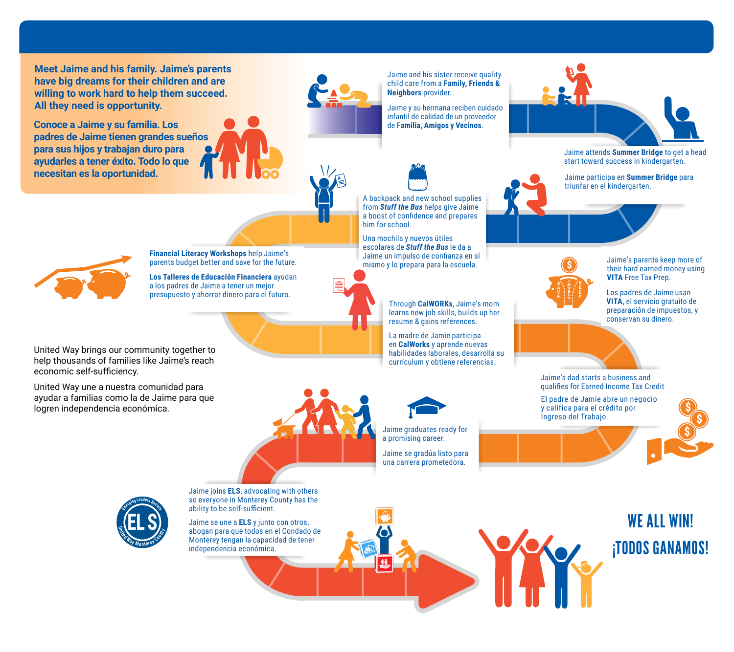**Meet Jaime and his family. Jaime's parents have big dreams for their children and are willing to work hard to help them succeed. All they need is opportunity.**

**Conoce a Jaime y su familia. Los padres de Jaime tienen grandes sueños para sus hijos y trabajan duro para ayudarles a tener éxito. Todo lo que necesitan es la oportunidad.**

Jaime and his sister receive quality child care from a **Family, Friends & Neighbors** provider.

Jaime y su hermana reciben cuidado infantil de calidad de un proveedor de **Familia, Amigos y Vecinos**.

Jaime attends **Summer Bridge** to get a head start toward success in kindergarten.

Jaime participa en **Summer Bridge** para triunfar en el kindergarten.

A backpack and new school supplies from ***Stuff the Bus*** helps give Jaime a boost of confidence and prepares him for school.

Una mochila y nuevos útiles escolares de ***Stuff the Bus*** le da a Jaime un impulso de confianza en sí mismo y lo prepara para la escuela.

**Financial Literacy Workshops** help Jaime's parents budget better and save for the future.

**Los Talleres de Educación Financiera** ayudan a los padres de Jaime a tener un mejor presupuesto y ahorrar dinero para el futuro.

Jaime's parents keep more of their hard earned money using **VITA** Free Tax Prep.

Los padres de Jaime usan **VITA**, el servicio gratuito de preparación de impuestos, y conservan su dinero.

Through **CalWORKs**, Jaime's mom learns new job skills, builds up her resume & gains references.

La madre de Jamie participa en **CalWorks** y aprende nuevas habilidades laborales, desarrolla su currículum y obtiene referencias.

United Way brings our community together to help thousands of families like Jaime's reach economic self-sufficiency.

United Way une a nuestra comunidad para ayudar a familias como la de Jaime para que logren independencia económica.

Jaime's dad starts a business and qualifies for Earned Income Tax Credit

El padre de Jamie abre un negocio y califica para el crédito por Ingreso del Trabajo.

Jaime graduates ready for a promising career.

Jaime se gradúa listo para una carrera prometedora.

Jaime joins **ELS**, advocating with others so everyone in Monterey County has the ability to be self-sufficient.

Jaime se une a **ELS** y junto con otros, abogan para que todos en el Condado de Monterey tengan la capacidad de tener independencia económica.

**WE ALL WIN!**

**¡TODOS GANAMOS!**